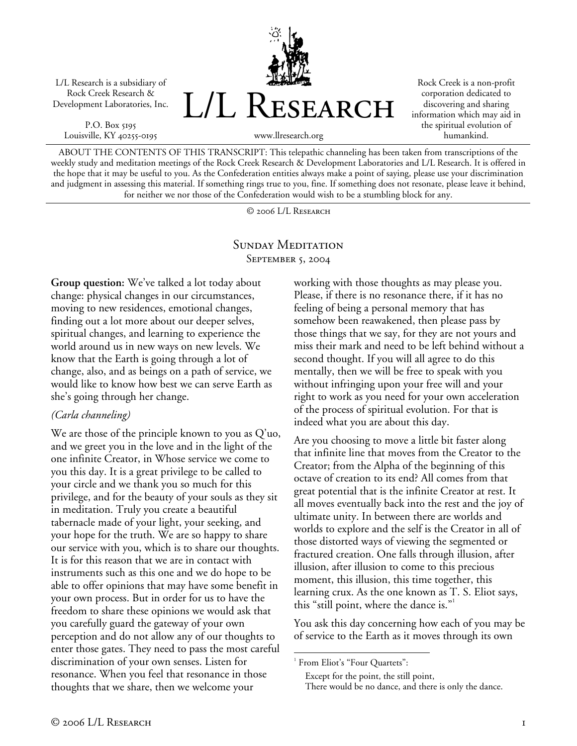L/L Research is a subsidiary of Rock Creek Research & Development Laboratories, Inc.

P.O. Box 5195
Louisville, KY 40255-0195

# L/L Research

www.llresearch.org

Rock Creek is a non-profit corporation dedicated to discovering and sharing information which may aid in the spiritual evolution of humankind.

ABOUT THE CONTENTS OF THIS TRANSCRIPT: This telepathic channeling has been taken from transcriptions of the weekly study and meditation meetings of the Rock Creek Research & Development Laboratories and L/L Research. It is offered in the hope that it may be useful to you. As the Confederation entities always make a point of saying, please use your discrimination and judgment in assessing this material. If something rings true to you, fine. If something does not resonate, please leave it behind, for neither we nor those of the Confederation would wish to be a stumbling block for any.

© 2006 L/L Research

## Sunday Meditation

### September 5, 2004

**Group question:** We've talked a lot today about change: physical changes in our circumstances, moving to new residences, emotional changes, finding out a lot more about our deeper selves, spiritual changes, and learning to experience the world around us in new ways on new levels. We know that the Earth is going through a lot of change, also, and as beings on a path of service, we would like to know how best we can serve Earth as she's going through her change.

*(Carla channeling)*

We are those of the principle known to you as Q'uo, and we greet you in the love and in the light of the one infinite Creator, in Whose service we come to you this day. It is a great privilege to be called to your circle and we thank you so much for this privilege, and for the beauty of your souls as they sit in meditation. Truly you create a beautiful tabernacle made of your light, your seeking, and your hope for the truth. We are so happy to share our service with you, which is to share our thoughts. It is for this reason that we are in contact with instruments such as this one and we do hope to be able to offer opinions that may have some benefit in your own process. But in order for us to have the freedom to share these opinions we would ask that you carefully guard the gateway of your own perception and do not allow any of our thoughts to enter those gates. They need to pass the most careful discrimination of your own senses. Listen for resonance. When you feel that resonance in those thoughts that we share, then we welcome your working with those thoughts as may please you. Please, if there is no resonance there, if it has no feeling of being a personal memory that has somehow been reawakened, then please pass by those things that we say, for they are not yours and miss their mark and need to be left behind without a second thought. If you will all agree to do this mentally, then we will be free to speak with you without infringing upon your free will and your right to work as you need for your own acceleration of the process of spiritual evolution. For that is indeed what you are about this day.

Are you choosing to move a little bit faster along that infinite line that moves from the Creator to the Creator; from the Alpha of the beginning of this octave of creation to its end? All comes from that great potential that is the infinite Creator at rest. It all moves eventually back into the rest and the joy of ultimate unity. In between there are worlds and worlds to explore and the self is the Creator in all of those distorted ways of viewing the segmented or fractured creation. One falls through illusion, after illusion, after illusion to come to this precious moment, this illusion, this time together, this learning crux. As the one known as T. S. Eliot says, this "still point, where the dance is."[1]

You ask this day concerning how each of you may be of service to the Earth as it moves through its own

---

[1] From Eliot's "Four Quartets":

> Except for the point, the still point,
> There would be no dance, and there is only the dance.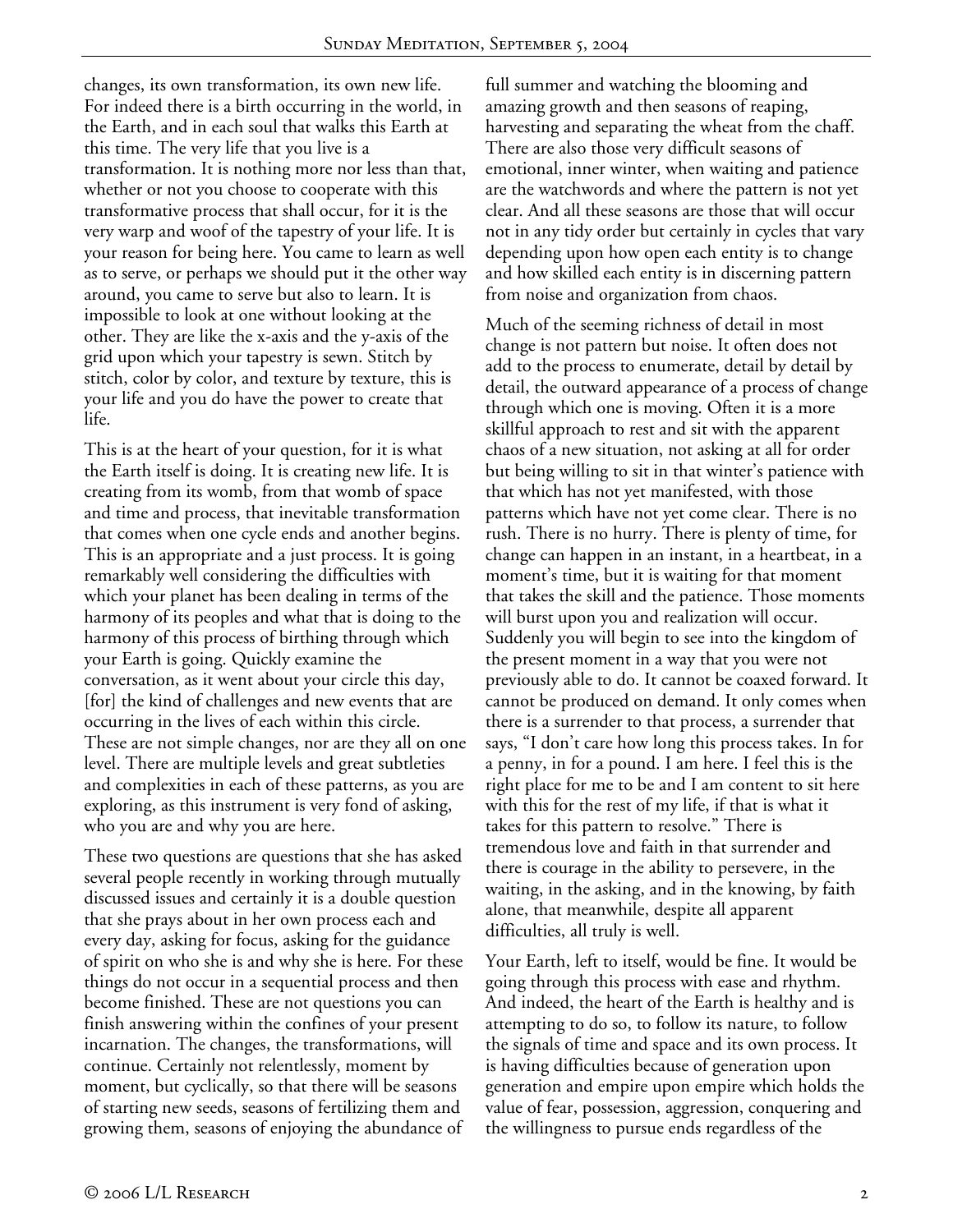changes, its own transformation, its own new life. For indeed there is a birth occurring in the world, in the Earth, and in each soul that walks this Earth at this time. The very life that you live is a transformation. It is nothing more nor less than that, whether or not you choose to cooperate with this transformative process that shall occur, for it is the very warp and woof of the tapestry of your life. It is your reason for being here. You came to learn as well as to serve, or perhaps we should put it the other way around, you came to serve but also to learn. It is impossible to look at one without looking at the other. They are like the x-axis and the y-axis of the grid upon which your tapestry is sewn. Stitch by stitch, color by color, and texture by texture, this is your life and you do have the power to create that life.

This is at the heart of your question, for it is what the Earth itself is doing. It is creating new life. It is creating from its womb, from that womb of space and time and process, that inevitable transformation that comes when one cycle ends and another begins. This is an appropriate and a just process. It is going remarkably well considering the difficulties with which your planet has been dealing in terms of the harmony of its peoples and what that is doing to the harmony of this process of birthing through which your Earth is going. Quickly examine the conversation, as it went about your circle this day, [for] the kind of challenges and new events that are occurring in the lives of each within this circle. These are not simple changes, nor are they all on one level. There are multiple levels and great subtleties and complexities in each of these patterns, as you are exploring, as this instrument is very fond of asking, who you are and why you are here.

These two questions are questions that she has asked several people recently in working through mutually discussed issues and certainly it is a double question that she prays about in her own process each and every day, asking for focus, asking for the guidance of spirit on who she is and why she is here. For these things do not occur in a sequential process and then become finished. These are not questions you can finish answering within the confines of your present incarnation. The changes, the transformations, will continue. Certainly not relentlessly, moment by moment, but cyclically, so that there will be seasons of starting new seeds, seasons of fertilizing them and growing them, seasons of enjoying the abundance of full summer and watching the blooming and amazing growth and then seasons of reaping, harvesting and separating the wheat from the chaff. There are also those very difficult seasons of emotional, inner winter, when waiting and patience are the watchwords and where the pattern is not yet clear. And all these seasons are those that will occur not in any tidy order but certainly in cycles that vary depending upon how open each entity is to change and how skilled each entity is in discerning pattern from noise and organization from chaos.

Much of the seeming richness of detail in most change is not pattern but noise. It often does not add to the process to enumerate, detail by detail by detail, the outward appearance of a process of change through which one is moving. Often it is a more skillful approach to rest and sit with the apparent chaos of a new situation, not asking at all for order but being willing to sit in that winter's patience with that which has not yet manifested, with those patterns which have not yet come clear. There is no rush. There is no hurry. There is plenty of time, for change can happen in an instant, in a heartbeat, in a moment's time, but it is waiting for that moment that takes the skill and the patience. Those moments will burst upon you and realization will occur. Suddenly you will begin to see into the kingdom of the present moment in a way that you were not previously able to do. It cannot be coaxed forward. It cannot be produced on demand. It only comes when there is a surrender to that process, a surrender that says, "I don't care how long this process takes. In for a penny, in for a pound. I am here. I feel this is the right place for me to be and I am content to sit here with this for the rest of my life, if that is what it takes for this pattern to resolve." There is tremendous love and faith in that surrender and there is courage in the ability to persevere, in the waiting, in the asking, and in the knowing, by faith alone, that meanwhile, despite all apparent difficulties, all truly is well.

Your Earth, left to itself, would be fine. It would be going through this process with ease and rhythm. And indeed, the heart of the Earth is healthy and is attempting to do so, to follow its nature, to follow the signals of time and space and its own process. It is having difficulties because of generation upon generation and empire upon empire which holds the value of fear, possession, aggression, conquering and the willingness to pursue ends regardless of the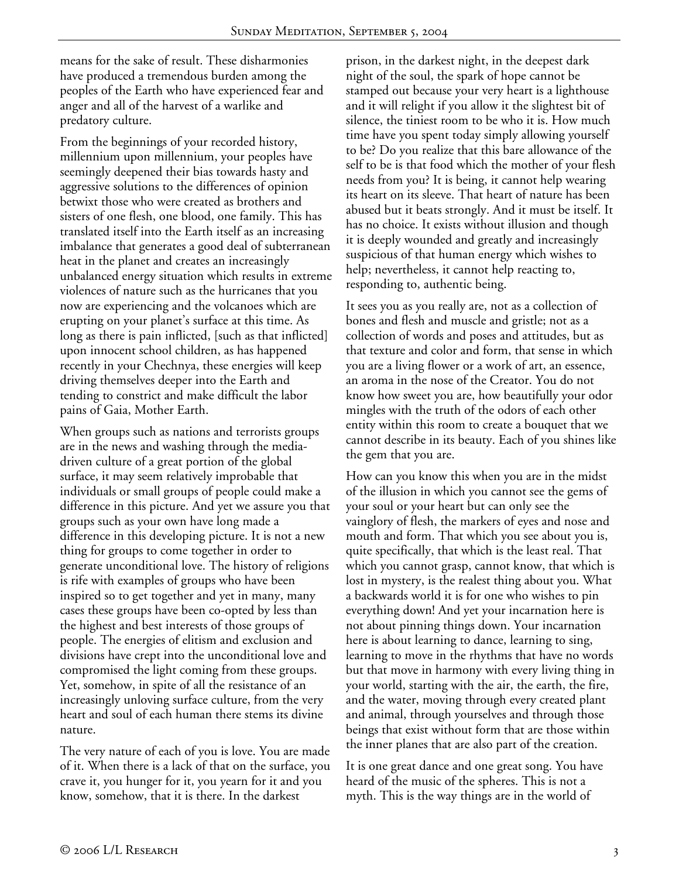means for the sake of result. These disharmonies have produced a tremendous burden among the peoples of the Earth who have experienced fear and anger and all of the harvest of a warlike and predatory culture.

From the beginnings of your recorded history, millennium upon millennium, your peoples have seemingly deepened their bias towards hasty and aggressive solutions to the differences of opinion betwixt those who were created as brothers and sisters of one flesh, one blood, one family. This has translated itself into the Earth itself as an increasing imbalance that generates a good deal of subterranean heat in the planet and creates an increasingly unbalanced energy situation which results in extreme violences of nature such as the hurricanes that you now are experiencing and the volcanoes which are erupting on your planet's surface at this time. As long as there is pain inflicted, [such as that inflicted] upon innocent school children, as has happened recently in your Chechnya, these energies will keep driving themselves deeper into the Earth and tending to constrict and make difficult the labor pains of Gaia, Mother Earth.

When groups such as nations and terrorists groups are in the news and washing through the media-driven culture of a great portion of the global surface, it may seem relatively improbable that individuals or small groups of people could make a difference in this picture. And yet we assure you that groups such as your own have long made a difference in this developing picture. It is not a new thing for groups to come together in order to generate unconditional love. The history of religions is rife with examples of groups who have been inspired so to get together and yet in many, many cases these groups have been co-opted by less than the highest and best interests of those groups of people. The energies of elitism and exclusion and divisions have crept into the unconditional love and compromised the light coming from these groups. Yet, somehow, in spite of all the resistance of an increasingly unloving surface culture, from the very heart and soul of each human there stems its divine nature.

The very nature of each of you is love. You are made of it. When there is a lack of that on the surface, you crave it, you hunger for it, you yearn for it and you know, somehow, that it is there. In the darkest prison, in the darkest night, in the deepest dark night of the soul, the spark of hope cannot be stamped out because your very heart is a lighthouse and it will relight if you allow it the slightest bit of silence, the tiniest room to be who it is. How much time have you spent today simply allowing yourself to be? Do you realize that this bare allowance of the self to be is that food which the mother of your flesh needs from you? It is being, it cannot help wearing its heart on its sleeve. That heart of nature has been abused but it beats strongly. And it must be itself. It has no choice. It exists without illusion and though it is deeply wounded and greatly and increasingly suspicious of that human energy which wishes to help; nevertheless, it cannot help reacting to, responding to, authentic being.

It sees you as you really are, not as a collection of bones and flesh and muscle and gristle; not as a collection of words and poses and attitudes, but as that texture and color and form, that sense in which you are a living flower or a work of art, an essence, an aroma in the nose of the Creator. You do not know how sweet you are, how beautifully your odor mingles with the truth of the odors of each other entity within this room to create a bouquet that we cannot describe in its beauty. Each of you shines like the gem that you are.

How can you know this when you are in the midst of the illusion in which you cannot see the gems of your soul or your heart but can only see the vainglory of flesh, the markers of eyes and nose and mouth and form. That which you see about you is, quite specifically, that which is the least real. That which you cannot grasp, cannot know, that which is lost in mystery, is the realest thing about you. What a backwards world it is for one who wishes to pin everything down! And yet your incarnation here is not about pinning things down. Your incarnation here is about learning to dance, learning to sing, learning to move in the rhythms that have no words but that move in harmony with every living thing in your world, starting with the air, the earth, the fire, and the water, moving through every created plant and animal, through yourselves and through those beings that exist without form that are those within the inner planes that are also part of the creation.

It is one great dance and one great song. You have heard of the music of the spheres. This is not a myth. This is the way things are in the world of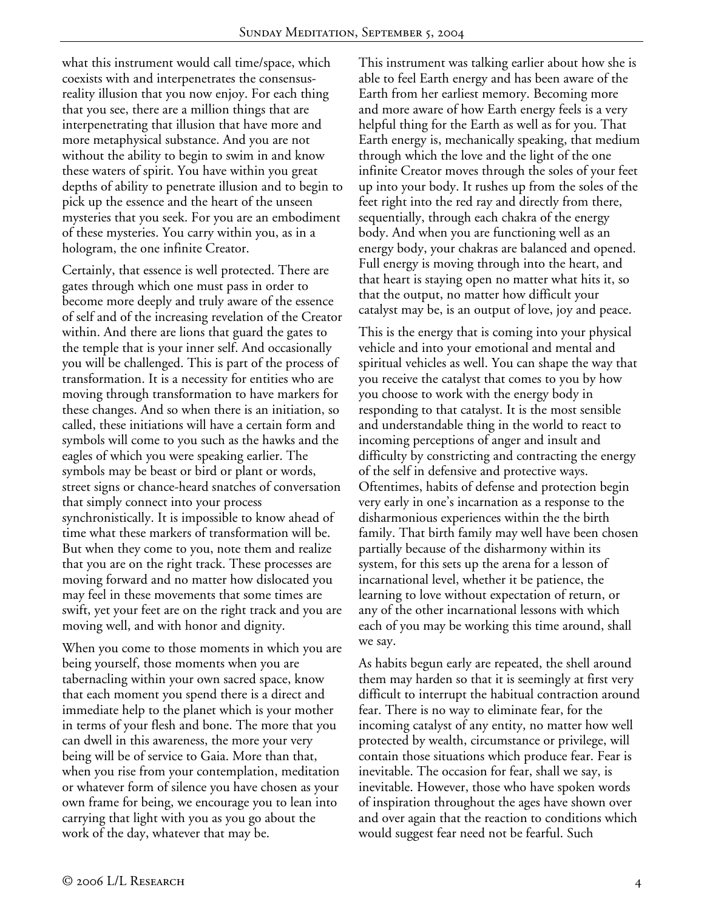what this instrument would call time/space, which coexists with and interpenetrates the consensus-reality illusion that you now enjoy. For each thing that you see, there are a million things that are interpenetrating that illusion that have more and more metaphysical substance. And you are not without the ability to begin to swim in and know these waters of spirit. You have within you great depths of ability to penetrate illusion and to begin to pick up the essence and the heart of the unseen mysteries that you seek. For you are an embodiment of these mysteries. You carry within you, as in a hologram, the one infinite Creator.

Certainly, that essence is well protected. There are gates through which one must pass in order to become more deeply and truly aware of the essence of self and of the increasing revelation of the Creator within. And there are lions that guard the gates to the temple that is your inner self. And occasionally you will be challenged. This is part of the process of transformation. It is a necessity for entities who are moving through transformation to have markers for these changes. And so when there is an initiation, so called, these initiations will have a certain form and symbols will come to you such as the hawks and the eagles of which you were speaking earlier. The symbols may be beast or bird or plant or words, street signs or chance-heard snatches of conversation that simply connect into your process synchronistically. It is impossible to know ahead of time what these markers of transformation will be. But when they come to you, note them and realize that you are on the right track. These processes are moving forward and no matter how dislocated you may feel in these movements that some times are swift, yet your feet are on the right track and you are moving well, and with honor and dignity.

When you come to those moments in which you are being yourself, those moments when you are tabernacling within your own sacred space, know that each moment you spend there is a direct and immediate help to the planet which is your mother in terms of your flesh and bone. The more that you can dwell in this awareness, the more your very being will be of service to Gaia. More than that, when you rise from your contemplation, meditation or whatever form of silence you have chosen as your own frame for being, we encourage you to lean into carrying that light with you as you go about the work of the day, whatever that may be.

This instrument was talking earlier about how she is able to feel Earth energy and has been aware of the Earth from her earliest memory. Becoming more and more aware of how Earth energy feels is a very helpful thing for the Earth as well as for you. That Earth energy is, mechanically speaking, that medium through which the love and the light of the one infinite Creator moves through the soles of your feet up into your body. It rushes up from the soles of the feet right into the red ray and directly from there, sequentially, through each chakra of the energy body. And when you are functioning well as an energy body, your chakras are balanced and opened. Full energy is moving through into the heart, and that heart is staying open no matter what hits it, so that the output, no matter how difficult your catalyst may be, is an output of love, joy and peace.

This is the energy that is coming into your physical vehicle and into your emotional and mental and spiritual vehicles as well. You can shape the way that you receive the catalyst that comes to you by how you choose to work with the energy body in responding to that catalyst. It is the most sensible and understandable thing in the world to react to incoming perceptions of anger and insult and difficulty by constricting and contracting the energy of the self in defensive and protective ways. Oftentimes, habits of defense and protection begin very early in one's incarnation as a response to the disharmonious experiences within the the birth family. That birth family may well have been chosen partially because of the disharmony within its system, for this sets up the arena for a lesson of incarnational level, whether it be patience, the learning to love without expectation of return, or any of the other incarnational lessons with which each of you may be working this time around, shall we say.

As habits begun early are repeated, the shell around them may harden so that it is seemingly at first very difficult to interrupt the habitual contraction around fear. There is no way to eliminate fear, for the incoming catalyst of any entity, no matter how well protected by wealth, circumstance or privilege, will contain those situations which produce fear. Fear is inevitable. The occasion for fear, shall we say, is inevitable. However, those who have spoken words of inspiration throughout the ages have shown over and over again that the reaction to conditions which would suggest fear need not be fearful. Such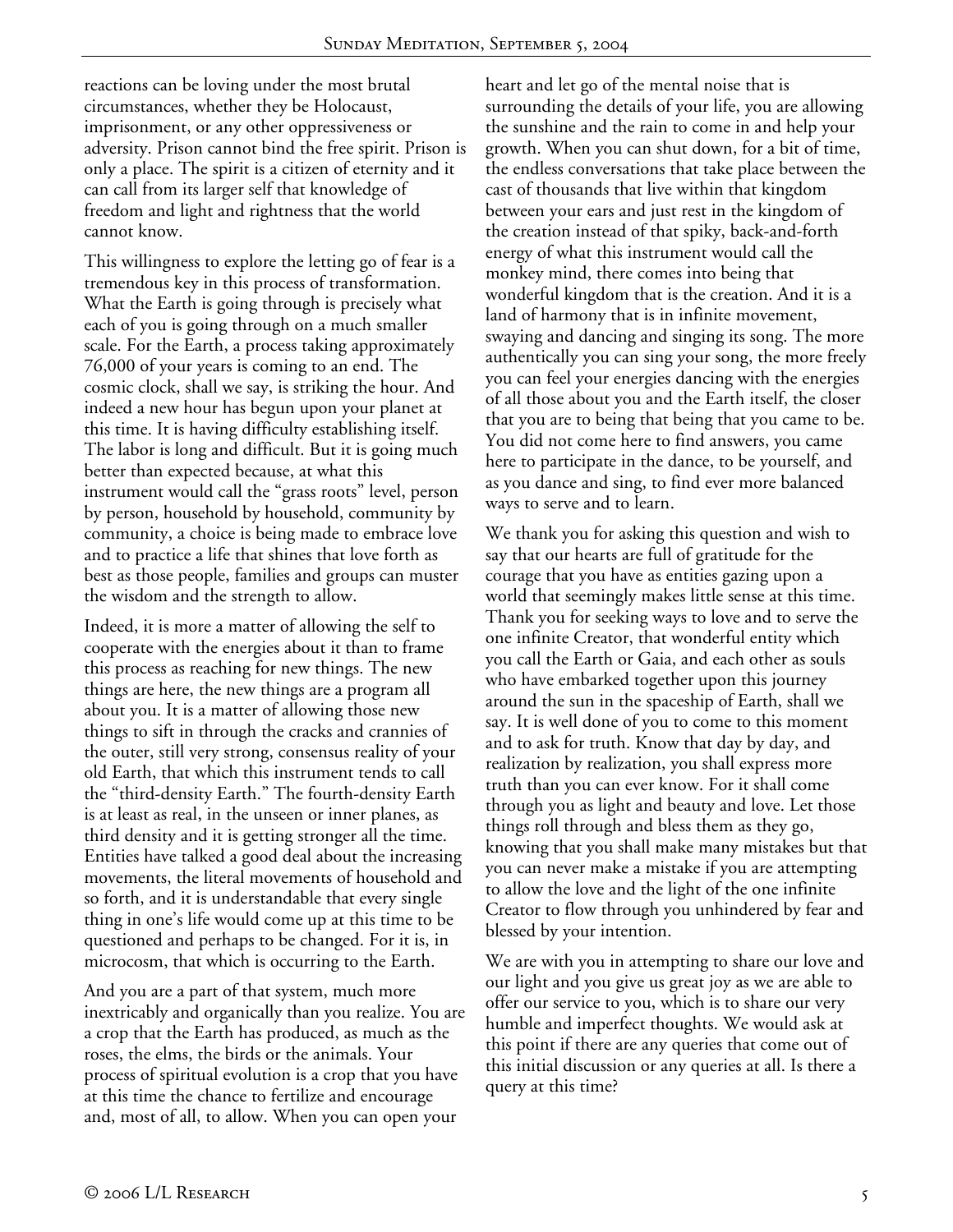reactions can be loving under the most brutal circumstances, whether they be Holocaust, imprisonment, or any other oppressiveness or adversity. Prison cannot bind the free spirit. Prison is only a place. The spirit is a citizen of eternity and it can call from its larger self that knowledge of freedom and light and rightness that the world cannot know.

This willingness to explore the letting go of fear is a tremendous key in this process of transformation. What the Earth is going through is precisely what each of you is going through on a much smaller scale. For the Earth, a process taking approximately 76,000 of your years is coming to an end. The cosmic clock, shall we say, is striking the hour. And indeed a new hour has begun upon your planet at this time. It is having difficulty establishing itself. The labor is long and difficult. But it is going much better than expected because, at what this instrument would call the "grass roots" level, person by person, household by household, community by community, a choice is being made to embrace love and to practice a life that shines that love forth as best as those people, families and groups can muster the wisdom and the strength to allow.

Indeed, it is more a matter of allowing the self to cooperate with the energies about it than to frame this process as reaching for new things. The new things are here, the new things are a program all about you. It is a matter of allowing those new things to sift in through the cracks and crannies of the outer, still very strong, consensus reality of your old Earth, that which this instrument tends to call the "third-density Earth." The fourth-density Earth is at least as real, in the unseen or inner planes, as third density and it is getting stronger all the time. Entities have talked a good deal about the increasing movements, the literal movements of household and so forth, and it is understandable that every single thing in one's life would come up at this time to be questioned and perhaps to be changed. For it is, in microcosm, that which is occurring to the Earth.

And you are a part of that system, much more inextricably and organically than you realize. You are a crop that the Earth has produced, as much as the roses, the elms, the birds or the animals. Your process of spiritual evolution is a crop that you have at this time the chance to fertilize and encourage and, most of all, to allow. When you can open your heart and let go of the mental noise that is surrounding the details of your life, you are allowing the sunshine and the rain to come in and help your growth. When you can shut down, for a bit of time, the endless conversations that take place between the cast of thousands that live within that kingdom between your ears and just rest in the kingdom of the creation instead of that spiky, back-and-forth energy of what this instrument would call the monkey mind, there comes into being that wonderful kingdom that is the creation. And it is a land of harmony that is in infinite movement, swaying and dancing and singing its song. The more authentically you can sing your song, the more freely you can feel your energies dancing with the energies of all those about you and the Earth itself, the closer that you are to being that being that you came to be. You did not come here to find answers, you came here to participate in the dance, to be yourself, and as you dance and sing, to find ever more balanced ways to serve and to learn.

We thank you for asking this question and wish to say that our hearts are full of gratitude for the courage that you have as entities gazing upon a world that seemingly makes little sense at this time. Thank you for seeking ways to love and to serve the one infinite Creator, that wonderful entity which you call the Earth or Gaia, and each other as souls who have embarked together upon this journey around the sun in the spaceship of Earth, shall we say. It is well done of you to come to this moment and to ask for truth. Know that day by day, and realization by realization, you shall express more truth than you can ever know. For it shall come through you as light and beauty and love. Let those things roll through and bless them as they go, knowing that you shall make many mistakes but that you can never make a mistake if you are attempting to allow the love and the light of the one infinite Creator to flow through you unhindered by fear and blessed by your intention.

We are with you in attempting to share our love and our light and you give us great joy as we are able to offer our service to you, which is to share our very humble and imperfect thoughts. We would ask at this point if there are any queries that come out of this initial discussion or any queries at all. Is there a query at this time?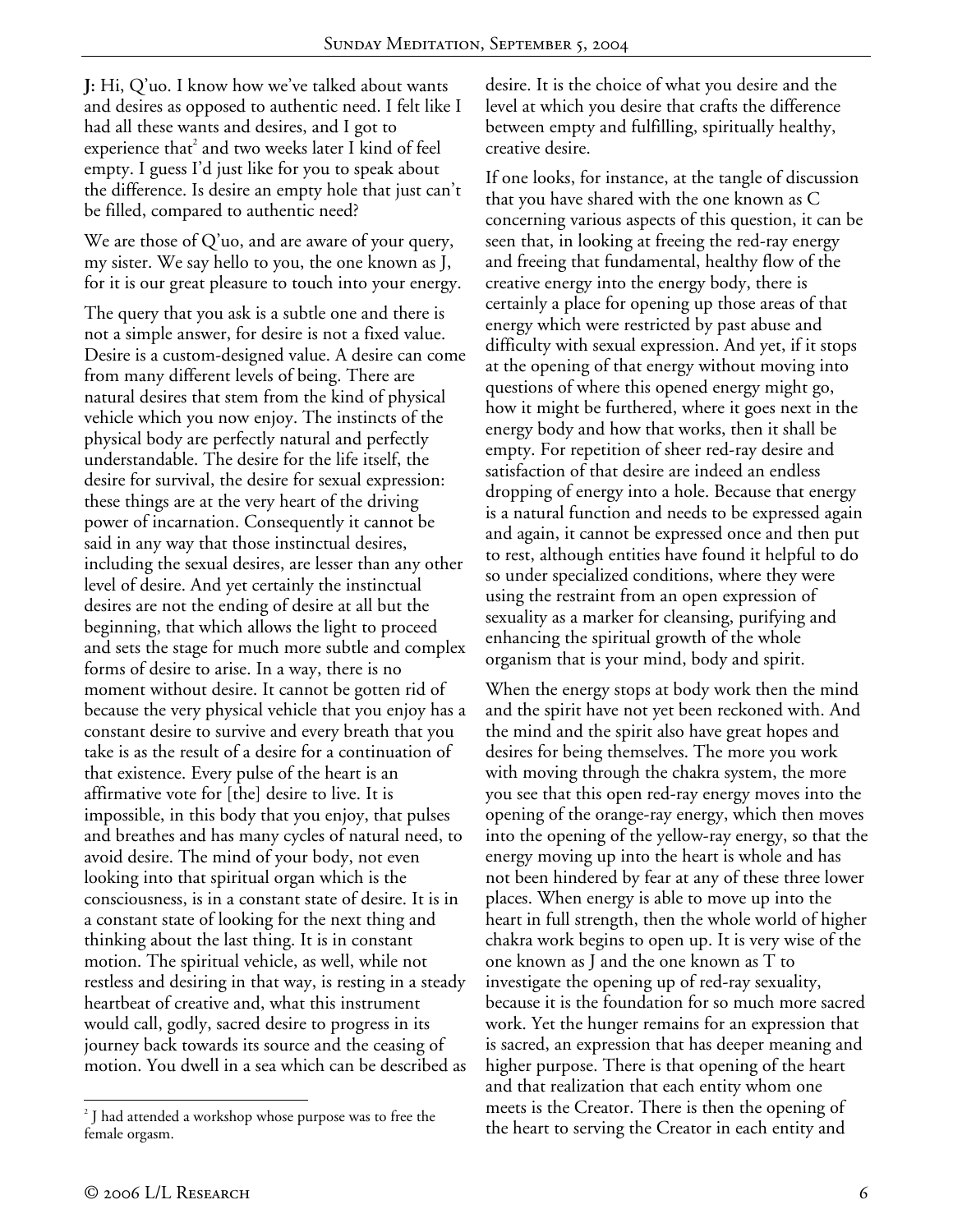**J:** Hi, Q'uo. I know how we've talked about wants and desires as opposed to authentic need. I felt like I had all these wants and desires, and I got to experience that[2] and two weeks later I kind of feel empty. I guess I'd just like for you to speak about the difference. Is desire an empty hole that just can't be filled, compared to authentic need?

We are those of Q'uo, and are aware of your query, my sister. We say hello to you, the one known as J, for it is our great pleasure to touch into your energy.

The query that you ask is a subtle one and there is not a simple answer, for desire is not a fixed value. Desire is a custom-designed value. A desire can come from many different levels of being. There are natural desires that stem from the kind of physical vehicle which you now enjoy. The instincts of the physical body are perfectly natural and perfectly understandable. The desire for the life itself, the desire for survival, the desire for sexual expression: these things are at the very heart of the driving power of incarnation. Consequently it cannot be said in any way that those instinctual desires, including the sexual desires, are lesser than any other level of desire. And yet certainly the instinctual desires are not the ending of desire at all but the beginning, that which allows the light to proceed and sets the stage for much more subtle and complex forms of desire to arise. In a way, there is no moment without desire. It cannot be gotten rid of because the very physical vehicle that you enjoy has a constant desire to survive and every breath that you take is as the result of a desire for a continuation of that existence. Every pulse of the heart is an affirmative vote for [the] desire to live. It is impossible, in this body that you enjoy, that pulses and breathes and has many cycles of natural need, to avoid desire. The mind of your body, not even looking into that spiritual organ which is the consciousness, is in a constant state of desire. It is in a constant state of looking for the next thing and thinking about the last thing. It is in constant motion. The spiritual vehicle, as well, while not restless and desiring in that way, is resting in a steady heartbeat of creative and, what this instrument would call, godly, sacred desire to progress in its journey back towards its source and the ceasing of motion. You dwell in a sea which can be described as desire. It is the choice of what you desire and the level at which you desire that crafts the difference between empty and fulfilling, spiritually healthy, creative desire.

If one looks, for instance, at the tangle of discussion that you have shared with the one known as C concerning various aspects of this question, it can be seen that, in looking at freeing the red-ray energy and freeing that fundamental, healthy flow of the creative energy into the energy body, there is certainly a place for opening up those areas of that energy which were restricted by past abuse and difficulty with sexual expression. And yet, if it stops at the opening of that energy without moving into questions of where this opened energy might go, how it might be furthered, where it goes next in the energy body and how that works, then it shall be empty. For repetition of sheer red-ray desire and satisfaction of that desire are indeed an endless dropping of energy into a hole. Because that energy is a natural function and needs to be expressed again and again, it cannot be expressed once and then put to rest, although entities have found it helpful to do so under specialized conditions, where they were using the restraint from an open expression of sexuality as a marker for cleansing, purifying and enhancing the spiritual growth of the whole organism that is your mind, body and spirit.

When the energy stops at body work then the mind and the spirit have not yet been reckoned with. And the mind and the spirit also have great hopes and desires for being themselves. The more you work with moving through the chakra system, the more you see that this open red-ray energy moves into the opening of the orange-ray energy, which then moves into the opening of the yellow-ray energy, so that the energy moving up into the heart is whole and has not been hindered by fear at any of these three lower places. When energy is able to move up into the heart in full strength, then the whole world of higher chakra work begins to open up. It is very wise of the one known as J and the one known as T to investigate the opening up of red-ray sexuality, because it is the foundation for so much more sacred work. Yet the hunger remains for an expression that is sacred, an expression that has deeper meaning and higher purpose. There is that opening of the heart and that realization that each entity whom one meets is the Creator. There is then the opening of the heart to serving the Creator in each entity and

[2] J had attended a workshop whose purpose was to free the female orgasm.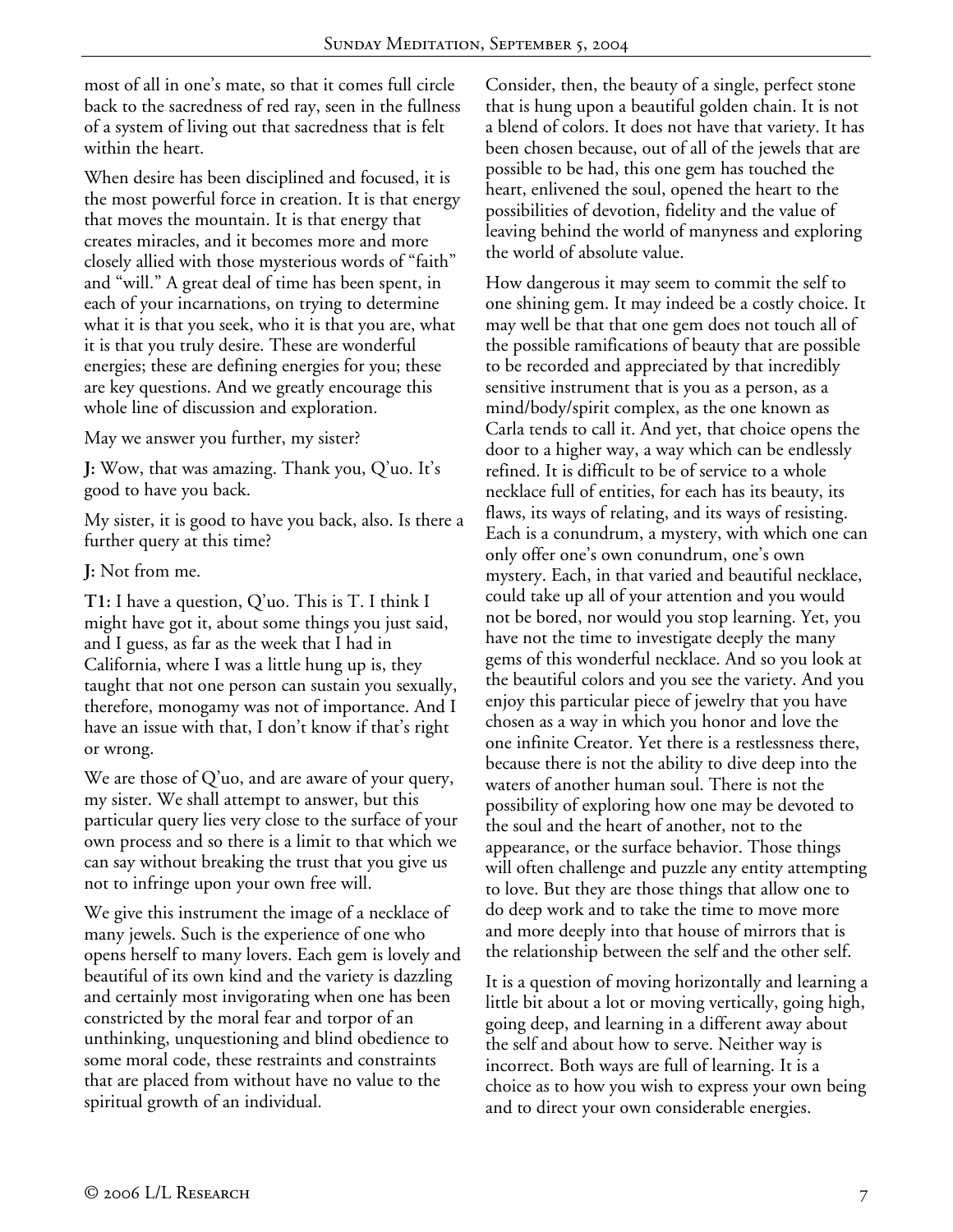most of all in one's mate, so that it comes full circle back to the sacredness of red ray, seen in the fullness of a system of living out that sacredness that is felt within the heart.

When desire has been disciplined and focused, it is the most powerful force in creation. It is that energy that moves the mountain. It is that energy that creates miracles, and it becomes more and more closely allied with those mysterious words of "faith" and "will." A great deal of time has been spent, in each of your incarnations, on trying to determine what it is that you seek, who it is that you are, what it is that you truly desire. These are wonderful energies; these are defining energies for you; these are key questions. And we greatly encourage this whole line of discussion and exploration.

May we answer you further, my sister?

**J:** Wow, that was amazing. Thank you, Q'uo. It's good to have you back.

My sister, it is good to have you back, also. Is there a further query at this time?

**J:** Not from me.

**T1:** I have a question, Q'uo. This is T. I think I might have got it, about some things you just said, and I guess, as far as the week that I had in California, where I was a little hung up is, they taught that not one person can sustain you sexually, therefore, monogamy was not of importance. And I have an issue with that, I don't know if that's right or wrong.

We are those of Q'uo, and are aware of your query, my sister. We shall attempt to answer, but this particular query lies very close to the surface of your own process and so there is a limit to that which we can say without breaking the trust that you give us not to infringe upon your own free will.

We give this instrument the image of a necklace of many jewels. Such is the experience of one who opens herself to many lovers. Each gem is lovely and beautiful of its own kind and the variety is dazzling and certainly most invigorating when one has been constricted by the moral fear and torpor of an unthinking, unquestioning and blind obedience to some moral code, these restraints and constraints that are placed from without have no value to the spiritual growth of an individual.

Consider, then, the beauty of a single, perfect stone that is hung upon a beautiful golden chain. It is not a blend of colors. It does not have that variety. It has been chosen because, out of all of the jewels that are possible to be had, this one gem has touched the heart, enlivened the soul, opened the heart to the possibilities of devotion, fidelity and the value of leaving behind the world of manyness and exploring the world of absolute value.

How dangerous it may seem to commit the self to one shining gem. It may indeed be a costly choice. It may well be that that one gem does not touch all of the possible ramifications of beauty that are possible to be recorded and appreciated by that incredibly sensitive instrument that is you as a person, as a mind/body/spirit complex, as the one known as Carla tends to call it. And yet, that choice opens the door to a higher way, a way which can be endlessly refined. It is difficult to be of service to a whole necklace full of entities, for each has its beauty, its flaws, its ways of relating, and its ways of resisting. Each is a conundrum, a mystery, with which one can only offer one's own conundrum, one's own mystery. Each, in that varied and beautiful necklace, could take up all of your attention and you would not be bored, nor would you stop learning. Yet, you have not the time to investigate deeply the many gems of this wonderful necklace. And so you look at the beautiful colors and you see the variety. And you enjoy this particular piece of jewelry that you have chosen as a way in which you honor and love the one infinite Creator. Yet there is a restlessness there, because there is not the ability to dive deep into the waters of another human soul. There is not the possibility of exploring how one may be devoted to the soul and the heart of another, not to the appearance, or the surface behavior. Those things will often challenge and puzzle any entity attempting to love. But they are those things that allow one to do deep work and to take the time to move more and more deeply into that house of mirrors that is the relationship between the self and the other self.

It is a question of moving horizontally and learning a little bit about a lot or moving vertically, going high, going deep, and learning in a different away about the self and about how to serve. Neither way is incorrect. Both ways are full of learning. It is a choice as to how you wish to express your own being and to direct your own considerable energies.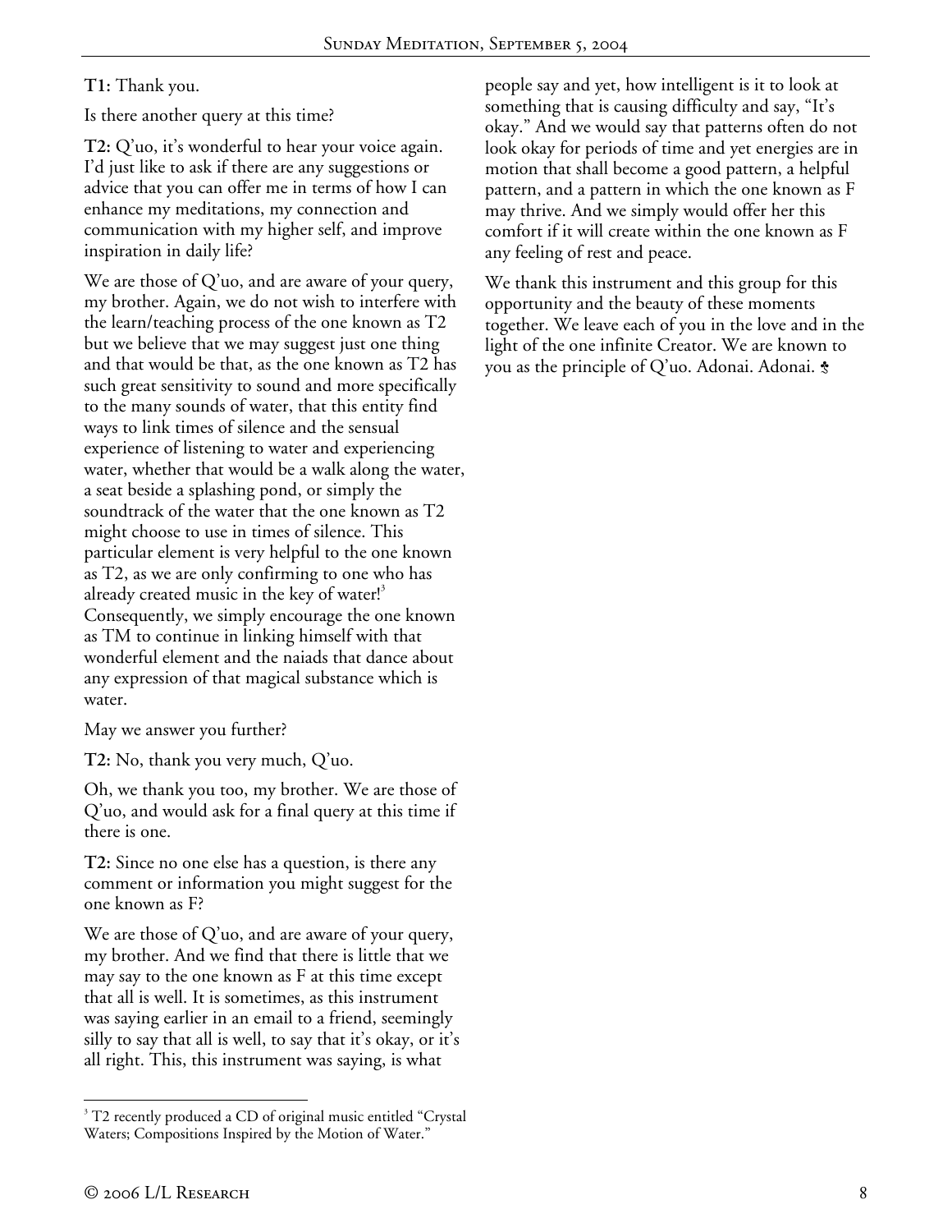**T1:** Thank you.

Is there another query at this time?

**T2:** Q'uo, it's wonderful to hear your voice again. I'd just like to ask if there are any suggestions or advice that you can offer me in terms of how I can enhance my meditations, my connection and communication with my higher self, and improve inspiration in daily life?

We are those of Q'uo, and are aware of your query, my brother. Again, we do not wish to interfere with the learn/teaching process of the one known as T2 but we believe that we may suggest just one thing and that would be that, as the one known as T2 has such great sensitivity to sound and more specifically to the many sounds of water, that this entity find ways to link times of silence and the sensual experience of listening to water and experiencing water, whether that would be a walk along the water, a seat beside a splashing pond, or simply the soundtrack of the water that the one known as T2 might choose to use in times of silence. This particular element is very helpful to the one known as T2, as we are only confirming to one who has already created music in the key of water![3] Consequently, we simply encourage the one known as TM to continue in linking himself with that wonderful element and the naiads that dance about any expression of that magical substance which is water.

May we answer you further?

**T2:** No, thank you very much, Q'uo.

Oh, we thank you too, my brother. We are those of Q'uo, and would ask for a final query at this time if there is one.

**T2:** Since no one else has a question, is there any comment or information you might suggest for the one known as F?

We are those of Q'uo, and are aware of your query, my brother. And we find that there is little that we may say to the one known as F at this time except that all is well. It is sometimes, as this instrument was saying earlier in an email to a friend, seemingly silly to say that all is well, to say that it's okay, or it's all right. This, this instrument was saying, is what people say and yet, how intelligent is it to look at something that is causing difficulty and say, "It's okay." And we would say that patterns often do not look okay for periods of time and yet energies are in motion that shall become a good pattern, a helpful pattern, and a pattern in which the one known as F may thrive. And we simply would offer her this comfort if it will create within the one known as F any feeling of rest and peace.

We thank this instrument and this group for this opportunity and the beauty of these moments together. We leave each of you in the love and in the light of the one infinite Creator. We are known to you as the principle of Q'uo. Adonai. Adonai. ♣

---

[3] T2 recently produced a CD of original music entitled "Crystal Waters; Compositions Inspired by the Motion of Water."

© 2006 L/L Research